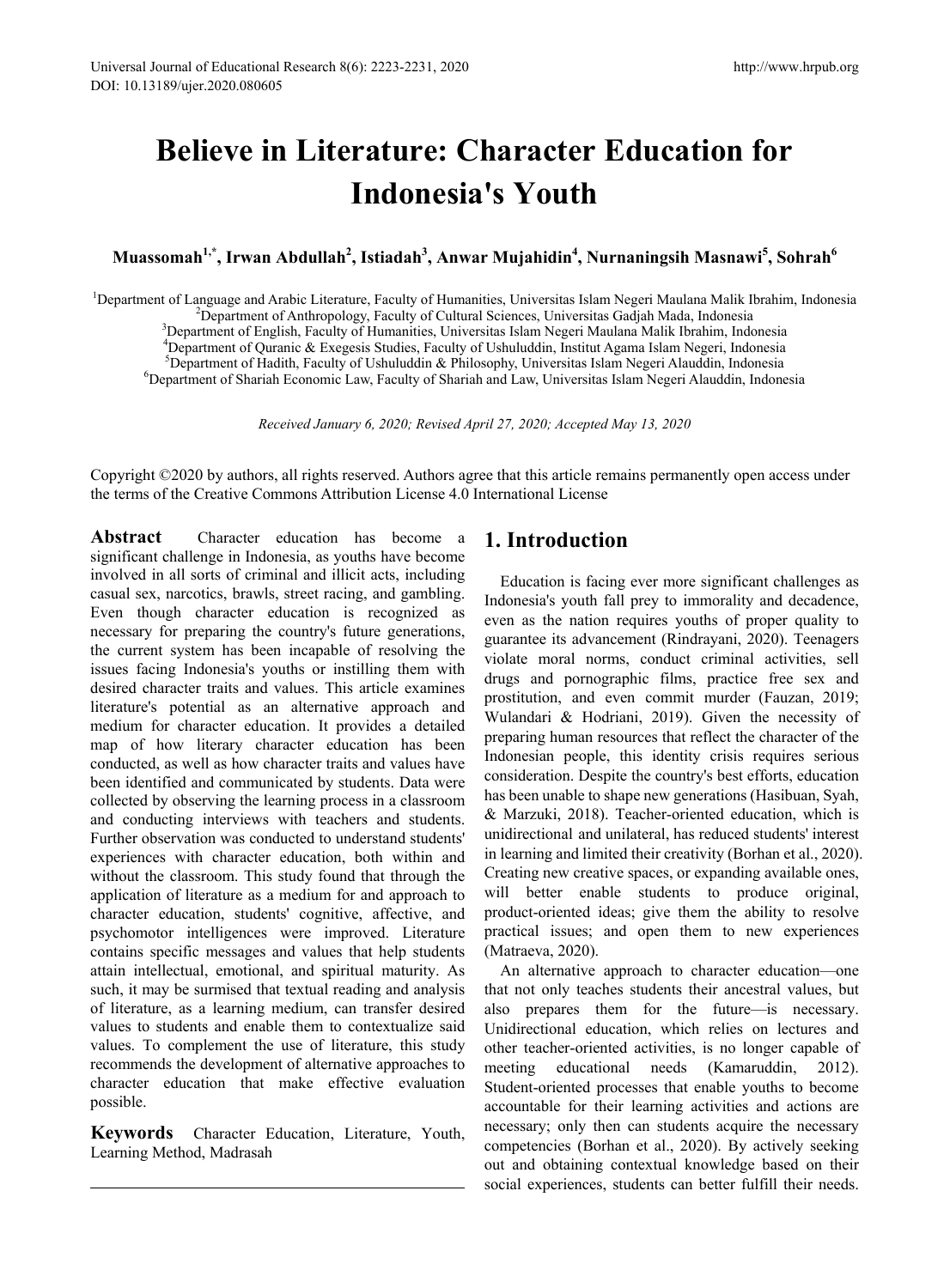# Believe in Literature: Character Education for Indonesia's Youth

**Muassomah[1,*], Irwan Abdullah[2], Istiadah[3], Anwar Mujahidin[4], Nurnaningsih Masnawi[5], Sohrah[6]**

[1]Department of Language and Arabic Literature, Faculty of Humanities, Universitas Islam Negeri Maulana Malik Ibrahim, Indonesia
[2]Department of Anthropology, Faculty of Cultural Sciences, Universitas Gadjah Mada, Indonesia
[3]Department of English, Faculty of Humanities, Universitas Islam Negeri Maulana Malik Ibrahim, Indonesia
[4]Department of Quranic & Exegesis Studies, Faculty of Ushuluddin, Institut Agama Islam Negeri, Indonesia
[5]Department of Hadith, Faculty of Ushuluddin & Philosophy, Universitas Islam Negeri Alauddin, Indonesia
[6]Department of Shariah Economic Law, Faculty of Shariah and Law, Universitas Islam Negeri Alauddin, Indonesia

*Received January 6, 2020; Revised April 27, 2020; Accepted May 13, 2020*

Copyright ©2020 by authors, all rights reserved. Authors agree that this article remains permanently open access under the terms of the Creative Commons Attribution License 4.0 International License

**Abstract** Character education has become a significant challenge in Indonesia, as youths have become involved in all sorts of criminal and illicit acts, including casual sex, narcotics, brawls, street racing, and gambling. Even though character education is recognized as necessary for preparing the country's future generations, the current system has been incapable of resolving the issues facing Indonesia's youths or instilling them with desired character traits and values. This article examines literature's potential as an alternative approach and medium for character education. It provides a detailed map of how literary character education has been conducted, as well as how character traits and values have been identified and communicated by students. Data were collected by observing the learning process in a classroom and conducting interviews with teachers and students. Further observation was conducted to understand students' experiences with character education, both within and without the classroom. This study found that through the application of literature as a medium for and approach to character education, students' cognitive, affective, and psychomotor intelligences were improved. Literature contains specific messages and values that help students attain intellectual, emotional, and spiritual maturity. As such, it may be surmised that textual reading and analysis of literature, as a learning medium, can transfer desired values to students and enable them to contextualize said values. To complement the use of literature, this study recommends the development of alternative approaches to character education that make effective evaluation possible.

**Keywords** Character Education, Literature, Youth, Learning Method, Madrasah

## 1. Introduction

Education is facing ever more significant challenges as Indonesia's youth fall prey to immorality and decadence, even as the nation requires youths of proper quality to guarantee its advancement (Rindrayani, 2020). Teenagers violate moral norms, conduct criminal activities, sell drugs and pornographic films, practice free sex and prostitution, and even commit murder (Fauzan, 2019; Wulandari & Hodriani, 2019). Given the necessity of preparing human resources that reflect the character of the Indonesian people, this identity crisis requires serious consideration. Despite the country's best efforts, education has been unable to shape new generations (Hasibuan, Syah, & Marzuki, 2018). Teacher-oriented education, which is unidirectional and unilateral, has reduced students' interest in learning and limited their creativity (Borhan et al., 2020). Creating new creative spaces, or expanding available ones, will better enable students to produce original, product-oriented ideas; give them the ability to resolve practical issues; and open them to new experiences (Matraeva, 2020).

An alternative approach to character education—one that not only teaches students their ancestral values, but also prepares them for the future—is necessary. Unidirectional education, which relies on lectures and other teacher-oriented activities, is no longer capable of meeting educational needs (Kamaruddin, 2012). Student-oriented processes that enable youths to become accountable for their learning activities and actions are necessary; only then can students acquire the necessary competencies (Borhan et al., 2020). By actively seeking out and obtaining contextual knowledge based on their social experiences, students can better fulfill their needs.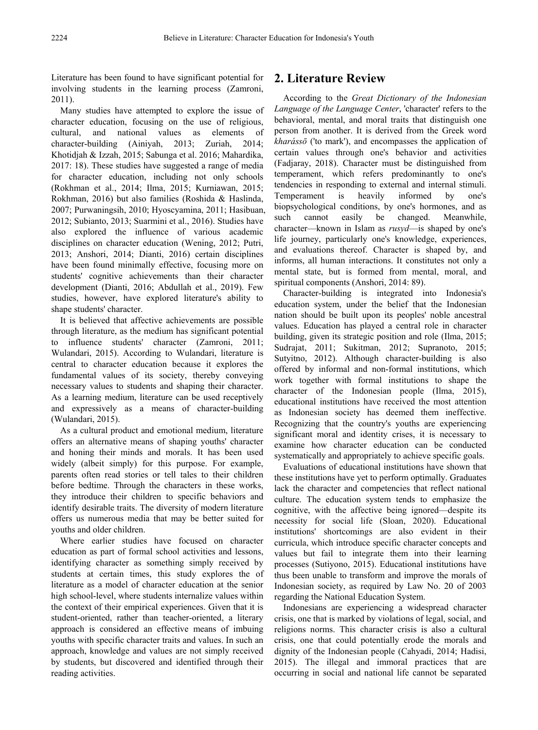Literature has been found to have significant potential for involving students in the learning process (Zamroni, 2011).

Many studies have attempted to explore the issue of character education, focusing on the use of religious, cultural, and national values as elements of character-building (Ainiyah, 2013; Zuriah, 2014; Khotidjah & Izzah, 2015; Sabunga et al. 2016; Mahardika, 2017: 18). These studies have suggested a range of media for character education, including not only schools (Rokhman et al., 2014; Ilma, 2015; Kurniawan, 2015; Rokhman, 2016) but also families (Roshida & Haslinda, 2007; Purwaningsih, 2010; Hyoscyamina, 2011; Hasibuan, 2012; Subianto, 2013; Suarmini et al., 2016). Studies have also explored the influence of various academic disciplines on character education (Wening, 2012; Putri, 2013; Anshori, 2014; Dianti, 2016) certain disciplines have been found minimally effective, focusing more on students' cognitive achievements than their character development (Dianti, 2016; Abdullah et al., 2019). Few studies, however, have explored literature's ability to shape students' character.

It is believed that affective achievements are possible through literature, as the medium has significant potential to influence students' character (Zamroni, 2011; Wulandari, 2015). According to Wulandari, literature is central to character education because it explores the fundamental values of its society, thereby conveying necessary values to students and shaping their character. As a learning medium, literature can be used receptively and expressively as a means of character-building (Wulandari, 2015).

As a cultural product and emotional medium, literature offers an alternative means of shaping youths' character and honing their minds and morals. It has been used widely (albeit simply) for this purpose. For example, parents often read stories or tell tales to their children before bedtime. Through the characters in these works, they introduce their children to specific behaviors and identify desirable traits. The diversity of modern literature offers us numerous media that may be better suited for youths and older children.

Where earlier studies have focused on character education as part of formal school activities and lessons, identifying character as something simply received by students at certain times, this study explores the of literature as a model of character education at the senior high school-level, where students internalize values within the context of their empirical experiences. Given that it is student-oriented, rather than teacher-oriented, a literary approach is considered an effective means of imbuing youths with specific character traits and values. In such an approach, knowledge and values are not simply received by students, but discovered and identified through their reading activities.

## 2. Literature Review

According to the *Great Dictionary of the Indonesian Language of the Language Center*, 'character' refers to the behavioral, mental, and moral traits that distinguish one person from another. It is derived from the Greek word *charássō* ('to mark'), and encompasses the application of certain values through one's behavior and activities (Fadjaray, 2018). Character must be distinguished from temperament, which refers predominantly to one's tendencies in responding to external and internal stimuli. Temperament is heavily informed by one's biopsychological conditions, by one's hormones, and as such cannot easily be changed. Meanwhile, character—known in Islam as *rusyd*—is shaped by one's life journey, particularly one's knowledge, experiences, and evaluations thereof. Character is shaped by, and informs, all human interactions. It constitutes not only a mental state, but is formed from mental, moral, and spiritual components (Anshori, 2014: 89).

Character-building is integrated into Indonesia's education system, under the belief that the Indonesian nation should be built upon its peoples' noble ancestral values. Education has played a central role in character building, given its strategic position and role (Ilma, 2015; Sudrajat, 2011; Sukitman, 2012; Supranoto, 2015; Sutyitno, 2012). Although character-building is also offered by informal and non-formal institutions, which work together with formal institutions to shape the character of the Indonesian people (Ilma, 2015), educational institutions have received the most attention as Indonesian society has deemed them ineffective. Recognizing that the country's youths are experiencing significant moral and identity crises, it is necessary to examine how character education can be conducted systematically and appropriately to achieve specific goals.

Evaluations of educational institutions have shown that these institutions have yet to perform optimally. Graduates lack the character and competencies that reflect national culture. The education system tends to emphasize the cognitive, with the affective being ignored—despite its necessity for social life (Sloan, 2020). Educational institutions' shortcomings are also evident in their curricula, which introduce specific character concepts and values but fail to integrate them into their learning processes (Sutiyono, 2015). Educational institutions have thus been unable to transform and improve the morals of Indonesian society, as required by Law No. 20 of 2003 regarding the National Education System.

Indonesians are experiencing a widespread character crisis, one that is marked by violations of legal, social, and religions norms. This character crisis is also a cultural crisis, one that could potentially erode the morals and dignity of the Indonesian people (Cahyadi, 2014; Hadisi, 2015). The illegal and immoral practices that are occurring in social and national life cannot be separated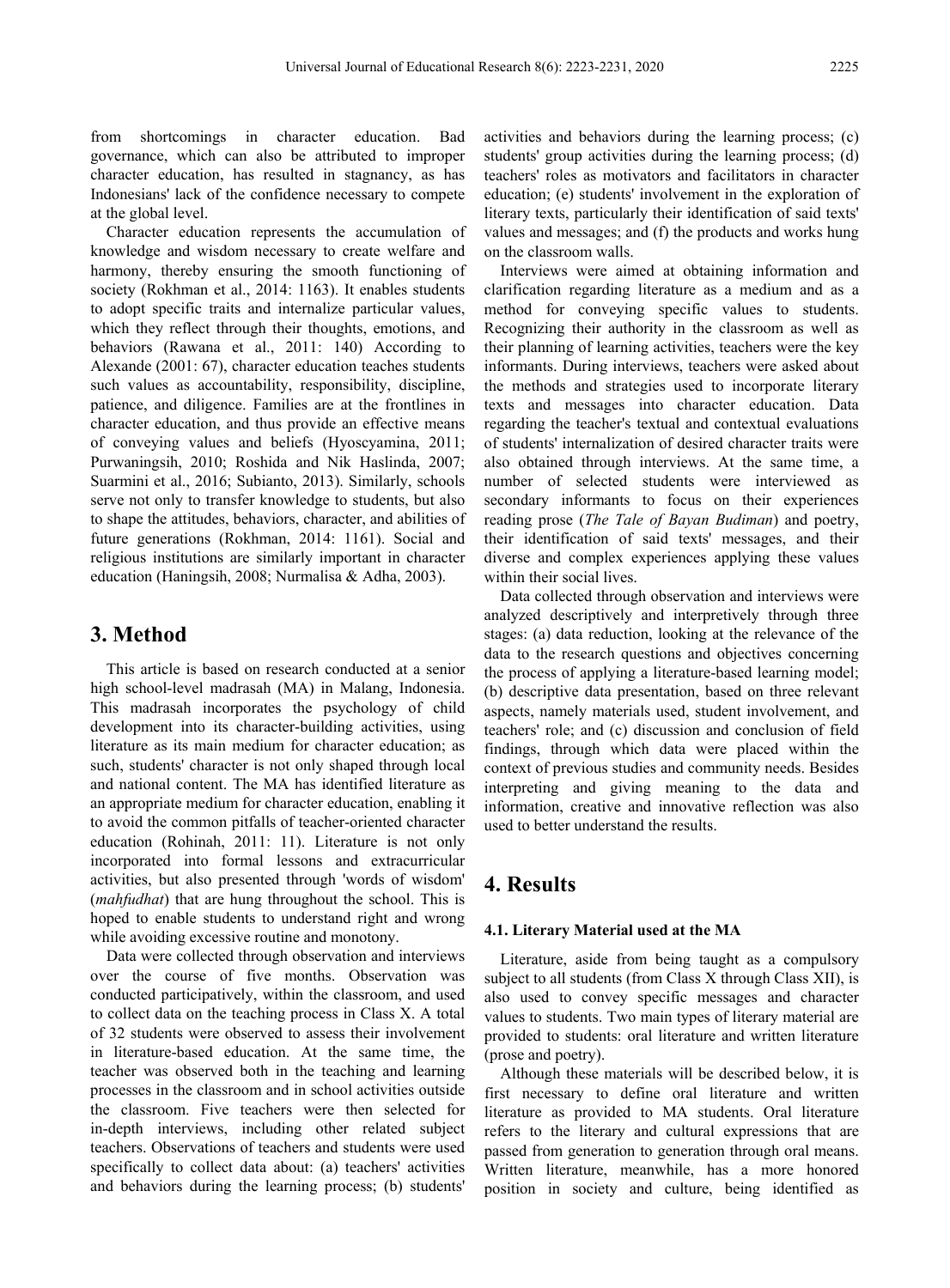from shortcomings in character education. Bad governance, which can also be attributed to improper character education, has resulted in stagnancy, as has Indonesians' lack of the confidence necessary to compete at the global level.

Character education represents the accumulation of knowledge and wisdom necessary to create welfare and harmony, thereby ensuring the smooth functioning of society (Rokhman et al., 2014: 1163). It enables students to adopt specific traits and internalize particular values, which they reflect through their thoughts, emotions, and behaviors (Rawana et al., 2011: 140) According to Alexande (2001: 67), character education teaches students such values as accountability, responsibility, discipline, patience, and diligence. Families are at the frontlines in character education, and thus provide an effective means of conveying values and beliefs (Hyoscyamina, 2011; Purwaningsih, 2010; Roshida and Nik Haslinda, 2007; Suarmini et al., 2016; Subianto, 2013). Similarly, schools serve not only to transfer knowledge to students, but also to shape the attitudes, behaviors, character, and abilities of future generations (Rokhman, 2014: 1161). Social and religious institutions are similarly important in character education (Haningsih, 2008; Nurmalisa & Adha, 2003).

# 3. Method

This article is based on research conducted at a senior high school-level madrasah (MA) in Malang, Indonesia. This madrasah incorporates the psychology of child development into its character-building activities, using literature as its main medium for character education; as such, students' character is not only shaped through local and national content. The MA has identified literature as an appropriate medium for character education, enabling it to avoid the common pitfalls of teacher-oriented character education (Rohinah, 2011: 11). Literature is not only incorporated into formal lessons and extracurricular activities, but also presented through 'words of wisdom' (*mahfudhat*) that are hung throughout the school. This is hoped to enable students to understand right and wrong while avoiding excessive routine and monotony.

Data were collected through observation and interviews over the course of five months. Observation was conducted participatively, within the classroom, and used to collect data on the teaching process in Class X. A total of 32 students were observed to assess their involvement in literature-based education. At the same time, the teacher was observed both in the teaching and learning processes in the classroom and in school activities outside the classroom. Five teachers were then selected for in-depth interviews, including other related subject teachers. Observations of teachers and students were used specifically to collect data about: (a) teachers' activities and behaviors during the learning process; (b) students' activities and behaviors during the learning process; (c) students' group activities during the learning process; (d) teachers' roles as motivators and facilitators in character education; (e) students' involvement in the exploration of literary texts, particularly their identification of said texts' values and messages; and (f) the products and works hung on the classroom walls.

Interviews were aimed at obtaining information and clarification regarding literature as a medium and as a method for conveying specific values to students. Recognizing their authority in the classroom as well as their planning of learning activities, teachers were the key informants. During interviews, teachers were asked about the methods and strategies used to incorporate literary texts and messages into character education. Data regarding the teacher's textual and contextual evaluations of students' internalization of desired character traits were also obtained through interviews. At the same time, a number of selected students were interviewed as secondary informants to focus on their experiences reading prose (*The Tale of Bayan Budiman*) and poetry, their identification of said texts' messages, and their diverse and complex experiences applying these values within their social lives.

Data collected through observation and interviews were analyzed descriptively and interpretively through three stages: (a) data reduction, looking at the relevance of the data to the research questions and objectives concerning the process of applying a literature-based learning model; (b) descriptive data presentation, based on three relevant aspects, namely materials used, student involvement, and teachers' role; and (c) discussion and conclusion of field findings, through which data were placed within the context of previous studies and community needs. Besides interpreting and giving meaning to the data and information, creative and innovative reflection was also used to better understand the results.

# 4. Results

### 4.1. Literary Material used at the MA

Literature, aside from being taught as a compulsory subject to all students (from Class X through Class XII), is also used to convey specific messages and character values to students. Two main types of literary material are provided to students: oral literature and written literature (prose and poetry).

Although these materials will be described below, it is first necessary to define oral literature and written literature as provided to MA students. Oral literature refers to the literary and cultural expressions that are passed from generation to generation through oral means. Written literature, meanwhile, has a more honored position in society and culture, being identified as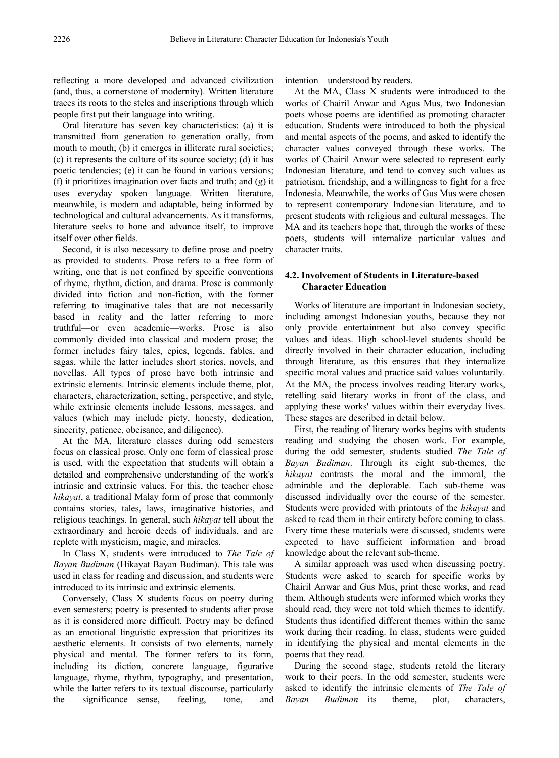reflecting a more developed and advanced civilization (and, thus, a cornerstone of modernity). Written literature traces its roots to the steles and inscriptions through which people first put their language into writing.

Oral literature has seven key characteristics: (a) it is transmitted from generation to generation orally, from mouth to mouth; (b) it emerges in illiterate rural societies; (c) it represents the culture of its source society; (d) it has poetic tendencies; (e) it can be found in various versions; (f) it prioritizes imagination over facts and truth; and (g) it uses everyday spoken language. Written literature, meanwhile, is modern and adaptable, being informed by technological and cultural advancements. As it transforms, literature seeks to hone and advance itself, to improve itself over other fields.

Second, it is also necessary to define prose and poetry as provided to students. Prose refers to a free form of writing, one that is not confined by specific conventions of rhyme, rhythm, diction, and drama. Prose is commonly divided into fiction and non-fiction, with the former referring to imaginative tales that are not necessarily based in reality and the latter referring to more truthful—or even academic—works. Prose is also commonly divided into classical and modern prose; the former includes fairy tales, epics, legends, fables, and sagas, while the latter includes short stories, novels, and novellas. All types of prose have both intrinsic and extrinsic elements. Intrinsic elements include theme, plot, characters, characterization, setting, perspective, and style, while extrinsic elements include lessons, messages, and values (which may include piety, honesty, dedication, sincerity, patience, obeisance, and diligence).

At the MA, literature classes during odd semesters focus on classical prose. Only one form of classical prose is used, with the expectation that students will obtain a detailed and comprehensive understanding of the work's intrinsic and extrinsic values. For this, the teacher chose *hikayat*, a traditional Malay form of prose that commonly contains stories, tales, laws, imaginative histories, and religious teachings. In general, such *hikayat* tell about the extraordinary and heroic deeds of individuals, and are replete with mysticism, magic, and miracles.

In Class X, students were introduced to *The Tale of Bayan Budiman* (Hikayat Bayan Budiman). This tale was used in class for reading and discussion, and students were introduced to its intrinsic and extrinsic elements.

Conversely, Class X students focus on poetry during even semesters; poetry is presented to students after prose as it is considered more difficult. Poetry may be defined as an emotional linguistic expression that prioritizes its aesthetic elements. It consists of two elements, namely physical and mental. The former refers to its form, including its diction, concrete language, figurative language, rhyme, rhythm, typography, and presentation, while the latter refers to its textual discourse, particularly the significance—sense, feeling, tone, and intention—understood by readers.

At the MA, Class X students were introduced to the works of Chairil Anwar and Agus Mus, two Indonesian poets whose poems are identified as promoting character education. Students were introduced to both the physical and mental aspects of the poems, and asked to identify the character values conveyed through these works. The works of Chairil Anwar were selected to represent early Indonesian literature, and tend to convey such values as patriotism, friendship, and a willingness to fight for a free Indonesia. Meanwhile, the works of Gus Mus were chosen to represent contemporary Indonesian literature, and to present students with religious and cultural messages. The MA and its teachers hope that, through the works of these poets, students will internalize particular values and character traits.

### 4.2. Involvement of Students in Literature-based Character Education

Works of literature are important in Indonesian society, including amongst Indonesian youths, because they not only provide entertainment but also convey specific values and ideas. High school-level students should be directly involved in their character education, including through literature, as this ensures that they internalize specific moral values and practice said values voluntarily. At the MA, the process involves reading literary works, retelling said literary works in front of the class, and applying these works' values within their everyday lives. These stages are described in detail below.

First, the reading of literary works begins with students reading and studying the chosen work. For example, during the odd semester, students studied *The Tale of Bayan Budiman*. Through its eight sub-themes, the *hikayat* contrasts the moral and the immoral, the admirable and the deplorable. Each sub-theme was discussed individually over the course of the semester. Students were provided with printouts of the *hikayat* and asked to read them in their entirety before coming to class. Every time these materials were discussed, students were expected to have sufficient information and broad knowledge about the relevant sub-theme.

A similar approach was used when discussing poetry. Students were asked to search for specific works by Chairil Anwar and Gus Mus, print these works, and read them. Although students were informed which works they should read, they were not told which themes to identify. Students thus identified different themes within the same work during their reading. In class, students were guided in identifying the physical and mental elements in the poems that they read.

During the second stage, students retold the literary work to their peers. In the odd semester, students were asked to identify the intrinsic elements of *The Tale of Bayan Budiman*—its theme, plot, characters,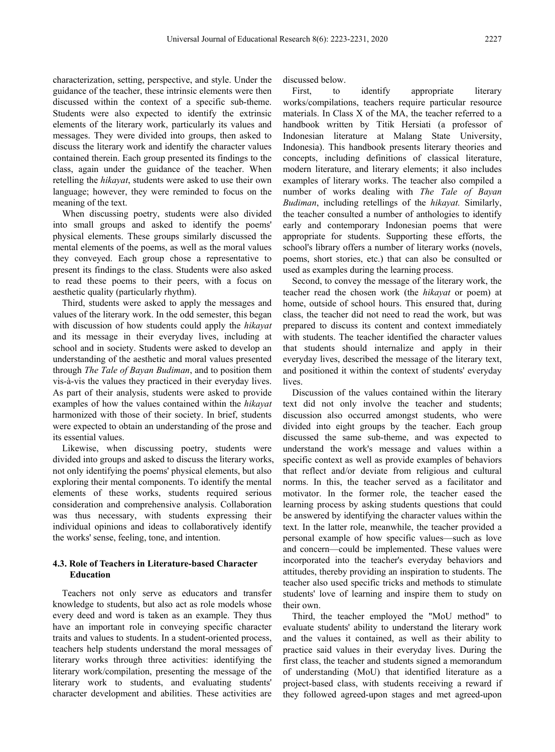characterization, setting, perspective, and style. Under the guidance of the teacher, these intrinsic elements were then discussed within the context of a specific sub-theme. Students were also expected to identify the extrinsic elements of the literary work, particularly its values and messages. They were divided into groups, then asked to discuss the literary work and identify the character values contained therein. Each group presented its findings to the class, again under the guidance of the teacher. When retelling the *hikayat*, students were asked to use their own language; however, they were reminded to focus on the meaning of the text.

When discussing poetry, students were also divided into small groups and asked to identify the poems' physical elements. These groups similarly discussed the mental elements of the poems, as well as the moral values they conveyed. Each group chose a representative to present its findings to the class. Students were also asked to read these poems to their peers, with a focus on aesthetic quality (particularly rhythm).

Third, students were asked to apply the messages and values of the literary work. In the odd semester, this began with discussion of how students could apply the *hikayat* and its message in their everyday lives, including at school and in society. Students were asked to develop an understanding of the aesthetic and moral values presented through *The Tale of Bayan Budiman*, and to position them vis-à-vis the values they practiced in their everyday lives. As part of their analysis, students were asked to provide examples of how the values contained within the *hikayat* harmonized with those of their society. In brief, students were expected to obtain an understanding of the prose and its essential values.

Likewise, when discussing poetry, students were divided into groups and asked to discuss the literary works, not only identifying the poems' physical elements, but also exploring their mental components. To identify the mental elements of these works, students required serious consideration and comprehensive analysis. Collaboration was thus necessary, with students expressing their individual opinions and ideas to collaboratively identify the works' sense, feeling, tone, and intention.

### 4.3. Role of Teachers in Literature-based Character Education

Teachers not only serve as educators and transfer knowledge to students, but also act as role models whose every deed and word is taken as an example. They thus have an important role in conveying specific character traits and values to students. In a student-oriented process, teachers help students understand the moral messages of literary works through three activities: identifying the literary work/compilation, presenting the message of the literary work to students, and evaluating students' character development and abilities. These activities are discussed below.

First, to identify appropriate literary works/compilations, teachers require particular resource materials. In Class X of the MA, the teacher referred to a handbook written by Titik Hersiati (a professor of Indonesian literature at Malang State University, Indonesia). This handbook presents literary theories and concepts, including definitions of classical literature, modern literature, and literary elements; it also includes examples of literary works. The teacher also compiled a number of works dealing with *The Tale of Bayan Budiman*, including retellings of the *hikayat.* Similarly, the teacher consulted a number of anthologies to identify early and contemporary Indonesian poems that were appropriate for students. Supporting these efforts, the school's library offers a number of literary works (novels, poems, short stories, etc.) that can also be consulted or used as examples during the learning process.

Second, to convey the message of the literary work, the teacher read the chosen work (the *hikayat* or poem) at home, outside of school hours. This ensured that, during class, the teacher did not need to read the work, but was prepared to discuss its content and context immediately with students. The teacher identified the character values that students should internalize and apply in their everyday lives, described the message of the literary text, and positioned it within the context of students' everyday lives.

Discussion of the values contained within the literary text did not only involve the teacher and students; discussion also occurred amongst students, who were divided into eight groups by the teacher. Each group discussed the same sub-theme, and was expected to understand the work's message and values within a specific context as well as provide examples of behaviors that reflect and/or deviate from religious and cultural norms. In this, the teacher served as a facilitator and motivator. In the former role, the teacher eased the learning process by asking students questions that could be answered by identifying the character values within the text. In the latter role, meanwhile, the teacher provided a personal example of how specific values—such as love and concern—could be implemented. These values were incorporated into the teacher's everyday behaviors and attitudes, thereby providing an inspiration to students. The teacher also used specific tricks and methods to stimulate students' love of learning and inspire them to study on their own.

Third, the teacher employed the "MoU method" to evaluate students' ability to understand the literary work and the values it contained, as well as their ability to practice said values in their everyday lives. During the first class, the teacher and students signed a memorandum of understanding (MoU) that identified literature as a project-based class, with students receiving a reward if they followed agreed-upon stages and met agreed-upon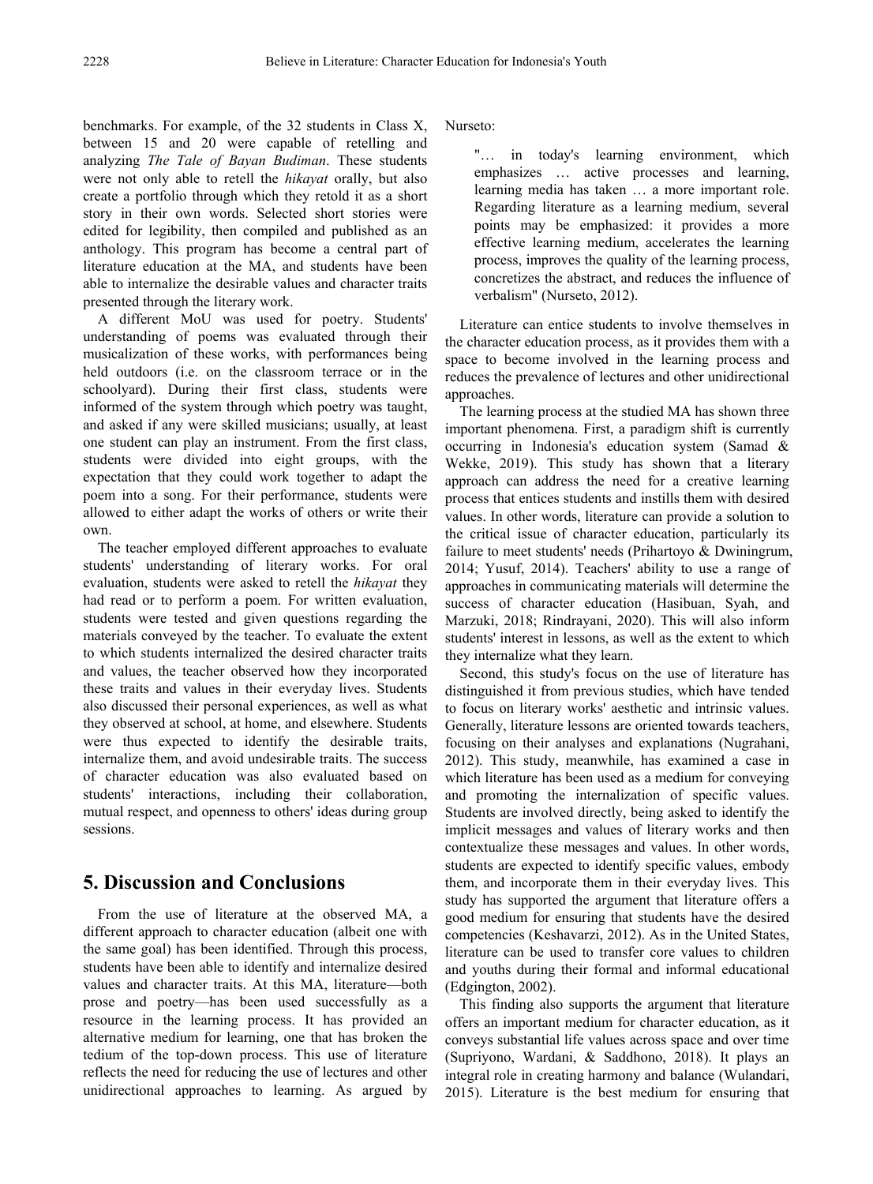benchmarks. For example, of the 32 students in Class X, between 15 and 20 were capable of retelling and analyzing *The Tale of Bayan Budiman*. These students were not only able to retell the *hikayat* orally, but also create a portfolio through which they retold it as a short story in their own words. Selected short stories were edited for legibility, then compiled and published as an anthology. This program has become a central part of literature education at the MA, and students have been able to internalize the desirable values and character traits presented through the literary work.

A different MoU was used for poetry. Students' understanding of poems was evaluated through their musicalization of these works, with performances being held outdoors (i.e. on the classroom terrace or in the schoolyard). During their first class, students were informed of the system through which poetry was taught, and asked if any were skilled musicians; usually, at least one student can play an instrument. From the first class, students were divided into eight groups, with the expectation that they could work together to adapt the poem into a song. For their performance, students were allowed to either adapt the works of others or write their own.

The teacher employed different approaches to evaluate students' understanding of literary works. For oral evaluation, students were asked to retell the *hikayat* they had read or to perform a poem. For written evaluation, students were tested and given questions regarding the materials conveyed by the teacher. To evaluate the extent to which students internalized the desired character traits and values, the teacher observed how they incorporated these traits and values in their everyday lives. Students also discussed their personal experiences, as well as what they observed at school, at home, and elsewhere. Students were thus expected to identify the desirable traits, internalize them, and avoid undesirable traits. The success of character education was also evaluated based on students' interactions, including their collaboration, mutual respect, and openness to others' ideas during group sessions.

## 5. Discussion and Conclusions

From the use of literature at the observed MA, a different approach to character education (albeit one with the same goal) has been identified. Through this process, students have been able to identify and internalize desired values and character traits. At this MA, literature—both prose and poetry—has been used successfully as a resource in the learning process. It has provided an alternative medium for learning, one that has broken the tedium of the top-down process. This use of literature reflects the need for reducing the use of lectures and other unidirectional approaches to learning. As argued by Nurseto:

> "… in today's learning environment, which emphasizes … active processes and learning, learning media has taken … a more important role. Regarding literature as a learning medium, several points may be emphasized: it provides a more effective learning medium, accelerates the learning process, improves the quality of the learning process, concretizes the abstract, and reduces the influence of verbalism" (Nurseto, 2012).

Literature can entice students to involve themselves in the character education process, as it provides them with a space to become involved in the learning process and reduces the prevalence of lectures and other unidirectional approaches.

The learning process at the studied MA has shown three important phenomena. First, a paradigm shift is currently occurring in Indonesia's education system (Samad & Wekke, 2019). This study has shown that a literary approach can address the need for a creative learning process that entices students and instills them with desired values. In other words, literature can provide a solution to the critical issue of character education, particularly its failure to meet students' needs (Prihartoyo & Dwiningrum, 2014; Yusuf, 2014). Teachers' ability to use a range of approaches in communicating materials will determine the success of character education (Hasibuan, Syah, and Marzuki, 2018; Rindrayani, 2020). This will also inform students' interest in lessons, as well as the extent to which they internalize what they learn.

Second, this study's focus on the use of literature has distinguished it from previous studies, which have tended to focus on literary works' aesthetic and intrinsic values. Generally, literature lessons are oriented towards teachers, focusing on their analyses and explanations (Nugrahani, 2012). This study, meanwhile, has examined a case in which literature has been used as a medium for conveying and promoting the internalization of specific values. Students are involved directly, being asked to identify the implicit messages and values of literary works and then contextualize these messages and values. In other words, students are expected to identify specific values, embody them, and incorporate them in their everyday lives. This study has supported the argument that literature offers a good medium for ensuring that students have the desired competencies (Keshavarzi, 2012). As in the United States, literature can be used to transfer core values to children and youths during their formal and informal educational (Edgington, 2002).

This finding also supports the argument that literature offers an important medium for character education, as it conveys substantial life values across space and over time (Supriyono, Wardani, & Saddhono, 2018). It plays an integral role in creating harmony and balance (Wulandari, 2015). Literature is the best medium for ensuring that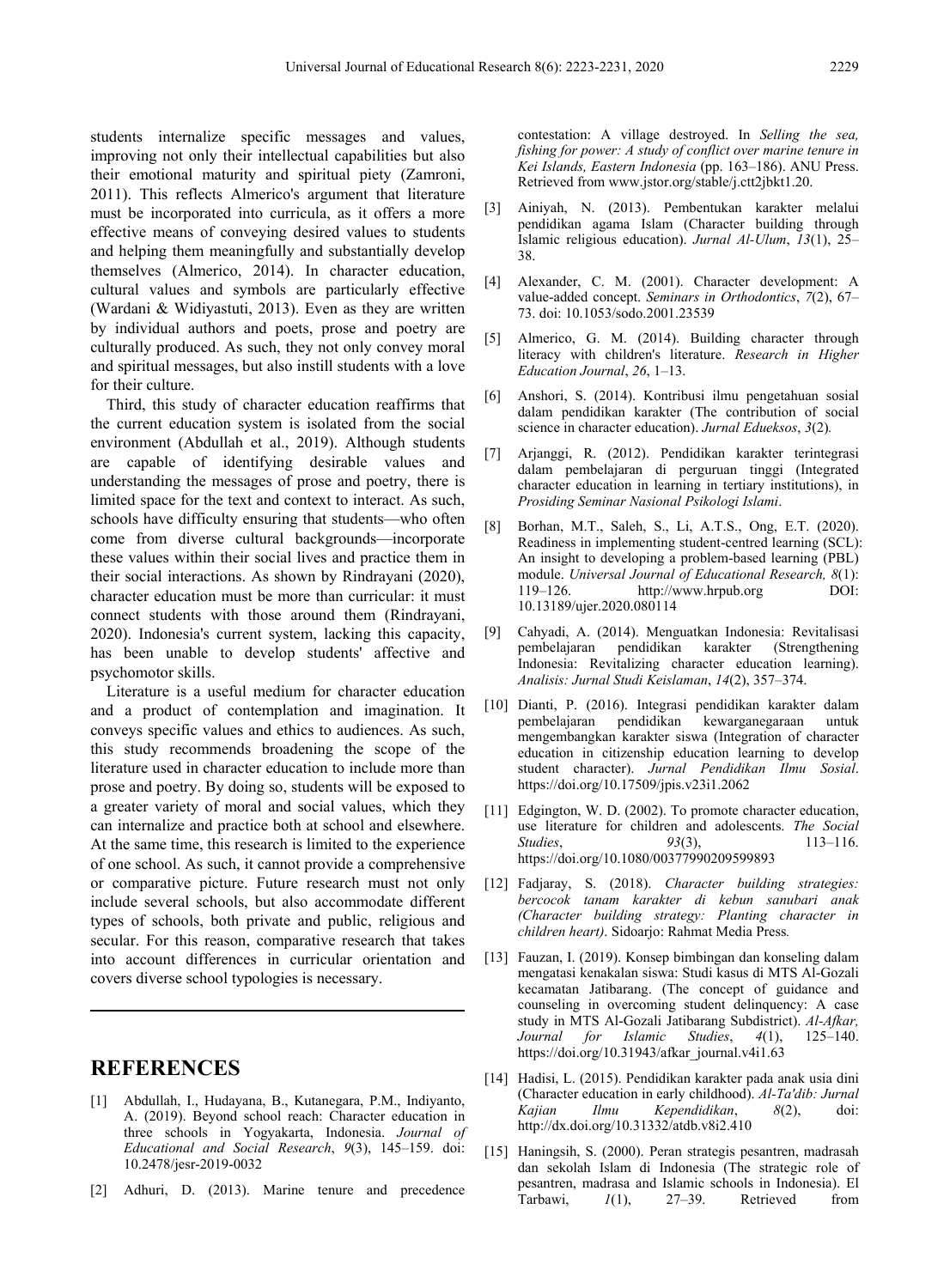students internalize specific messages and values, improving not only their intellectual capabilities but also their emotional maturity and spiritual piety (Zamroni, 2011). This reflects Almerico's argument that literature must be incorporated into curricula, as it offers a more effective means of conveying desired values to students and helping them meaningfully and substantially develop themselves (Almerico, 2014). In character education, cultural values and symbols are particularly effective (Wardani & Widiyastuti, 2013). Even as they are written by individual authors and poets, prose and poetry are culturally produced. As such, they not only convey moral and spiritual messages, but also instill students with a love for their culture.

Third, this study of character education reaffirms that the current education system is isolated from the social environment (Abdullah et al., 2019). Although students are capable of identifying desirable values and understanding the messages of prose and poetry, there is limited space for the text and context to interact. As such, schools have difficulty ensuring that students—who often come from diverse cultural backgrounds—incorporate these values within their social lives and practice them in their social interactions. As shown by Rindrayani (2020), character education must be more than curricular: it must connect students with those around them (Rindrayani, 2020). Indonesia's current system, lacking this capacity, has been unable to develop students' affective and psychomotor skills.

Literature is a useful medium for character education and a product of contemplation and imagination. It conveys specific values and ethics to audiences. As such, this study recommends broadening the scope of the literature used in character education to include more than prose and poetry. By doing so, students will be exposed to a greater variety of moral and social values, which they can internalize and practice both at school and elsewhere. At the same time, this research is limited to the experience of one school. As such, it cannot provide a comprehensive or comparative picture. Future research must not only include several schools, but also accommodate different types of schools, both private and public, religious and secular. For this reason, comparative research that takes into account differences in curricular orientation and covers diverse school typologies is necessary.

# REFERENCES

[1] Abdullah, I., Hudayana, B., Kutanegara, P.M., Indiyanto, A. (2019). Beyond school reach: Character education in three schools in Yogyakarta, Indonesia. *Journal of Educational and Social Research*, *9*(3), 145–159. doi: 10.2478/jesr-2019-0032

[2] Adhuri, D. (2013). Marine tenure and precedence contestation: A village destroyed. In *Selling the sea, fishing for power: A study of conflict over marine tenure in Kei Islands, Eastern Indonesia* (pp. 163–186). ANU Press. Retrieved from www.jstor.org/stable/j.ctt2jbkt1.20.

[3] Ainiyah, N. (2013). Pembentukan karakter melalui pendidikan agama Islam (Character building through Islamic religious education). *Jurnal Al-Ulum*, *13*(1), 25–38.

[4] Alexander, C. M. (2001). Character development: A value-added concept. *Seminars in Orthodontics*, *7*(2), 67–73. doi: 10.1053/sodo.2001.23539

[5] Almerico, G. M. (2014). Building character through literacy with children's literature. *Research in Higher Education Journal*, *26*, 1–13.

[6] Anshori, S. (2014). Kontribusi ilmu pengetahuan sosial dalam pendidikan karakter (The contribution of social science in character education). *Jurnal Edueksos*, *3*(2).

[7] Arjanggi, R. (2012). Pendidikan karakter terintegrasi dalam pembelajaran di perguruan tinggi (Integrated character education in learning in tertiary institutions), in *Prosiding Seminar Nasional Psikologi Islami*.

[8] Borhan, M.T., Saleh, S., Li, A.T.S., Ong, E.T. (2020). Readiness in implementing student-centred learning (SCL): An insight to developing a problem-based learning (PBL) module. *Universal Journal of Educational Research, 8*(1): 119–126. http://www.hrpub.org DOI: 10.13189/ujer.2020.080114

[9] Cahyadi, A. (2014). Menguatkan Indonesia: Revitalisasi pembelajaran pendidikan karakter (Strengthening Indonesia: Revitalizing character education learning). *Analisis: Jurnal Studi Keislaman*, *14*(2), 357–374.

[10] Dianti, P. (2016). Integrasi pendidikan karakter dalam pembelajaran pendidikan kewarganegaraan untuk mengembangkan karakter siswa (Integration of character education in citizenship education learning to develop student character). *Jurnal Pendidikan Ilmu Sosial*. https://doi.org/10.17509/jpis.v23i1.2062

[11] Edgington, W. D. (2002). To promote character education, use literature for children and adolescents. *The Social Studies*, *93*(3), 113–116. https://doi.org/10.1080/00377990209599893

[12] Fadjaray, S. (2018). *Character building strategies: bercocok tanam karakter di kebun sanubari anak (Character building strategy: Planting character in children heart)*. Sidoarjo: Rahmat Media Press.

[13] Fauzan, I. (2019). Konsep bimbingan dan konseling dalam mengatasi kenakalan siswa: Studi kasus di MTS Al-Gozali kecamatan Jatibarang. (The concept of guidance and counseling in overcoming student delinquency: A case study in MTS Al-Gozali Jatibarang Subdistrict). *Al-Afkar, Journal for Islamic Studies*, *4*(1), 125–140. https://doi.org/10.31943/afkar_journal.v4i1.63

[14] Hadisi, L. (2015). Pendidikan karakter pada anak usia dini (Character education in early childhood). *Al-Ta'dib: Jurnal Kajian Ilmu Kependidikan*, *8*(2), doi: http://dx.doi.org/10.31332/atdb.v8i2.410

[15] Haningsih, S. (2000). Peran strategis pesantren, madrasah dan sekolah Islam di Indonesia (The strategic role of pesantren, madrasa and Islamic schools in Indonesia). El Tarbawi, *1*(1), 27–39. Retrieved from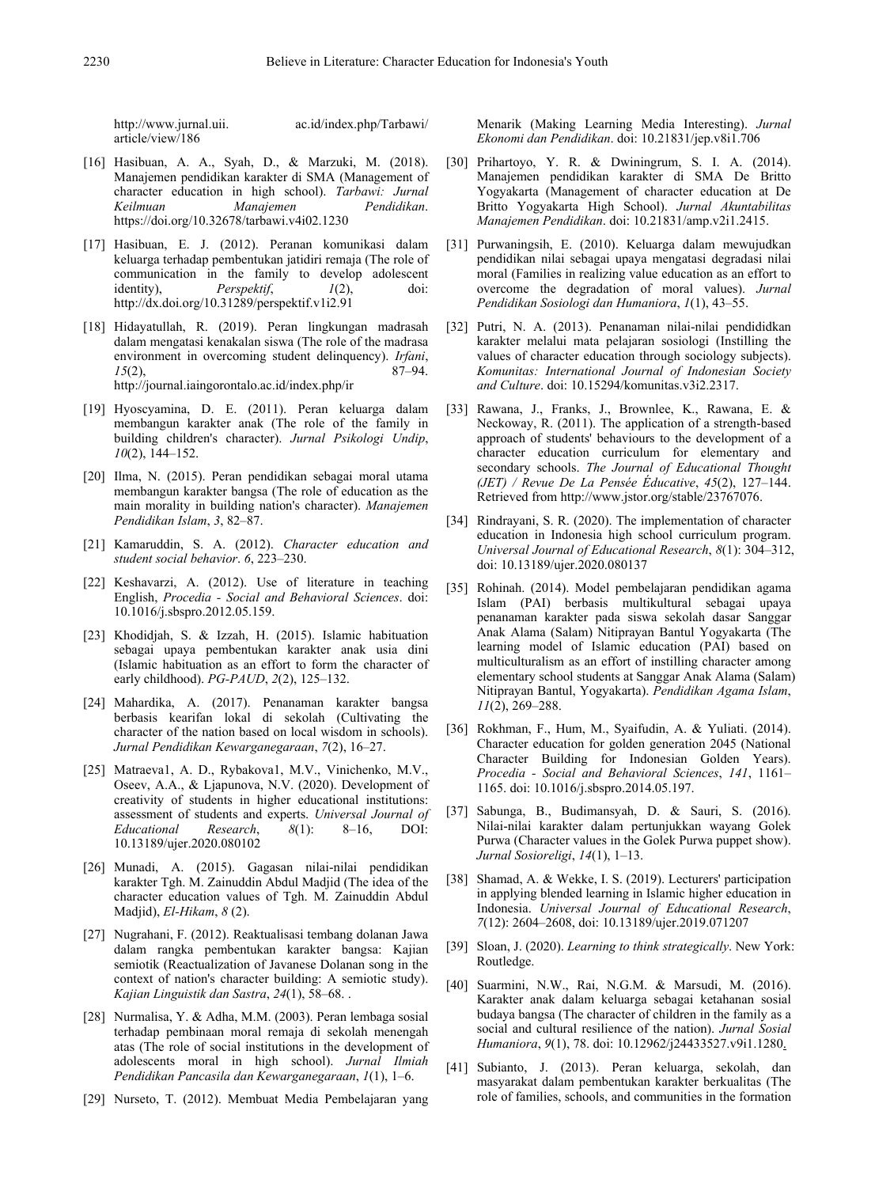http://www.jurnal.uii.ac.id/index.php/Tarbawi/article/view/186

[16] Hasibuan, A. A., Syah, D., & Marzuki, M. (2018). Manajemen pendidikan karakter di SMA (Management of character education in high school). *Tarbawi: Jurnal Keilmuan Manajemen Pendidikan*. https://doi.org/10.32678/tarbawi.v4i02.1230

[17] Hasibuan, E. J. (2012). Peranan komunikasi dalam keluarga terhadap pembentukan jatidiri remaja (The role of communication in the family to develop adolescent identity), *Perspektif*, *1*(2), doi: http://dx.doi.org/10.31289/perspektif.v1i2.91

[18] Hidayatullah, R. (2019). Peran lingkungan madrasah dalam mengatasi kenakalan siswa (The role of the madrasa environment in overcoming student delinquency). *Irfani*, *15*(2), 87–94. http://journal.iaingorontalo.ac.id/index.php/ir

[19] Hyoscyamina, D. E. (2011). Peran keluarga dalam membangun karakter anak (The role of the family in building children's character). *Jurnal Psikologi Undip*, *10*(2), 144–152.

[20] Ilma, N. (2015). Peran pendidikan sebagai moral utama membangun karakter bangsa (The role of education as the main morality in building nation's character). *Manajemen Pendidikan Islam*, *3*, 82–87.

[21] Kamaruddin, S. A. (2012). *Character education and student social behavior*. *6*, 223–230.

[22] Keshavarzi, A. (2012). Use of literature in teaching English, *Procedia - Social and Behavioral Sciences*. doi: 10.1016/j.sbspro.2012.05.159.

[23] Khodidjah, S. & Izzah, H. (2015). Islamic habituation sebagai upaya pembentukan karakter anak usia dini (Islamic habituation as an effort to form the character of early childhood). *PG-PAUD*, *2*(2), 125–132.

[24] Mahardika, A. (2017). Penanaman karakter bangsa berbasis kearifan lokal di sekolah (Cultivating the character of the nation based on local wisdom in schools). *Jurnal Pendidikan Kewarganegaraan*, *7*(2), 16–27.

[25] Matraeva1, A. D., Rybakova1, M.V., Vinichenko, M.V., Oseev, A.A., & Ljapunova, N.V. (2020). Development of creativity of students in higher educational institutions: assessment of students and experts. *Universal Journal of Educational Research*, *8*(1): 8–16, DOI: 10.13189/ujer.2020.080102

[26] Munadi, A. (2015). Gagasan nilai-nilai pendidikan karakter Tgh. M. Zainuddin Abdul Madjid (The idea of the character education values of Tgh. M. Zainuddin Abdul Madjid), *El-Hikam*, *8* (2).

[27] Nugrahani, F. (2012). Reaktualisasi tembang dolanan Jawa dalam rangka pembentukan karakter bangsa: Kajian semiotik (Reactualization of Javanese Dolanan song in the context of nation's character building: A semiotic study). *Kajian Linguistik dan Sastra*, *24*(1), 58–68. .

[28] Nurmalisa, Y. & Adha, M.M. (2003). Peran lembaga sosial terhadap pembinaan moral remaja di sekolah menengah atas (The role of social institutions in the development of adolescents moral in high school). *Jurnal Ilmiah Pendidikan Pancasila dan Kewarganegaraan*, *1*(1), 1–6.

[29] Nurseto, T. (2012). Membuat Media Pembelajaran yang Menarik (Making Learning Media Interesting). *Jurnal Ekonomi dan Pendidikan*. doi: 10.21831/jep.v8i1.706

[30] Prihartoyo, Y. R. & Dwiningrum, S. I. A. (2014). Manajemen pendidikan karakter di SMA De Britto Yogyakarta (Management of character education at De Britto Yogyakarta High School). *Jurnal Akuntabilitas Manajemen Pendidikan*. doi: 10.21831/amp.v2i1.2415.

[31] Purwaningsih, E. (2010). Keluarga dalam mewujudkan pendidikan nilai sebagai upaya mengatasi degradasi nilai moral (Families in realizing value education as an effort to overcome the degradation of moral values). *Jurnal Pendidikan Sosiologi dan Humaniora*, *1*(1), 43–55.

[32] Putri, N. A. (2013). Penanaman nilai-nilai pendididkan karakter melalui mata pelajaran sosiologi (Instilling the values of character education through sociology subjects). *Komunitas: International Journal of Indonesian Society and Culture*. doi: 10.15294/komunitas.v3i2.2317.

[33] Rawana, J., Franks, J., Brownlee, K., Rawana, E. & Neckoway, R. (2011). The application of a strength-based approach of students' behaviours to the development of a character education curriculum for elementary and secondary schools. *The Journal of Educational Thought (JET) / Revue De La Pensée Éducative*, *45*(2), 127–144. Retrieved from http://www.jstor.org/stable/23767076.

[34] Rindrayani, S. R. (2020). The implementation of character education in Indonesia high school curriculum program. *Universal Journal of Educational Research*, *8*(1): 304–312, doi: 10.13189/ujer.2020.080137

[35] Rohinah. (2014). Model pembelajaran pendidikan agama Islam (PAI) berbasis multikultural sebagai upaya penanaman karakter pada siswa sekolah dasar Sanggar Anak Alama (Salam) Nitiprayan Bantul Yogyakarta (The learning model of Islamic education (PAI) based on multiculturalism as an effort of instilling character among elementary school students at Sanggar Anak Alama (Salam) Nitiprayan Bantul, Yogyakarta). *Pendidikan Agama Islam*, *11*(2), 269–288.

[36] Rokhman, F., Hum, M., Syaifudin, A. & Yuliati. (2014). Character education for golden generation 2045 (National Character Building for Indonesian Golden Years). *Procedia - Social and Behavioral Sciences*, *141*, 1161–1165. doi: 10.1016/j.sbspro.2014.05.197.

[37] Sabunga, B., Budimansyah, D. & Sauri, S. (2016). Nilai-nilai karakter dalam pertunjukkan wayang Golek Purwa (Character values in the Golek Purwa puppet show). *Jurnal Sosioreligi*, *14*(1), 1–13.

[38] Shamad, A. & Wekke, I. S. (2019). Lecturers' participation in applying blended learning in Islamic higher education in Indonesia. *Universal Journal of Educational Research*, *7*(12): 2604–2608, doi: 10.13189/ujer.2019.071207

[39] Sloan, J. (2020). *Learning to think strategically*. New York: Routledge.

[40] Suarmini, N.W., Rai, N.G.M. & Marsudi, M. (2016). Karakter anak dalam keluarga sebagai ketahanan sosial budaya bangsa (The character of children in the family as a social and cultural resilience of the nation). *Jurnal Sosial Humaniora*, *9*(1), 78. doi: 10.12962/j24433527.v9i1.1280.

[41] Subianto, J. (2013). Peran keluarga, sekolah, dan masyarakat dalam pembentukan karakter berkualitas (The role of families, schools, and communities in the formation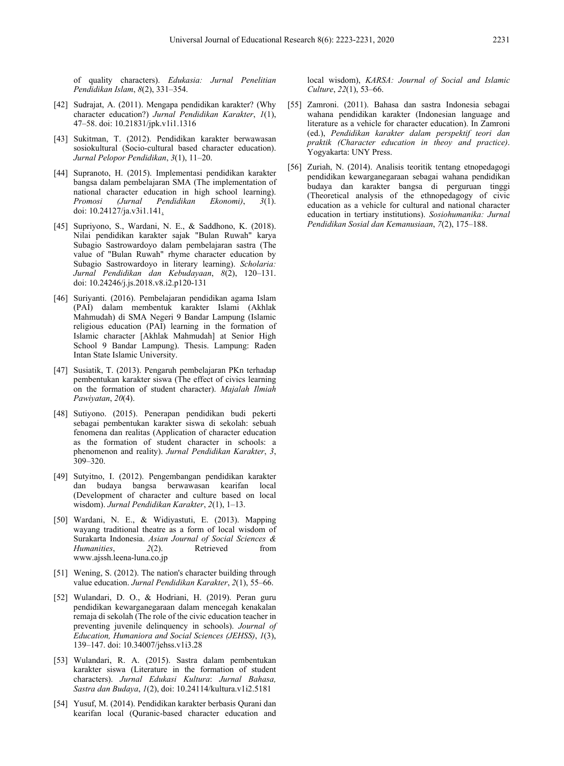of quality characters). *Edukasia: Jurnal Penelitian Pendidikan Islam*, *8*(2), 331–354.

[42] Sudrajat, A. (2011). Mengapa pendidikan karakter? (Why character education?) *Jurnal Pendidikan Karakter*, *1*(1), 47–58. doi: 10.21831/jpk.v1i1.1316

[43] Sukitman, T. (2012). Pendidikan karakter berwawasan sosiokultural (Socio-cultural based character education). *Jurnal Pelopor Pendidikan*, *3*(1), 11–20.

[44] Supranoto, H. (2015). Implementasi pendidikan karakter bangsa dalam pembelajaran SMA (The implementation of national character education in high school learning). *Promosi (Jurnal Pendidikan Ekonomi)*, *3*(1). doi: 10.24127/ja.v3i1.141.

[45] Supriyono, S., Wardani, N. E., & Saddhono, K. (2018). Nilai pendidikan karakter sajak "Bulan Ruwah" karya Subagio Sastrowardoyo dalam pembelajaran sastra (The value of "Bulan Ruwah" rhyme character education by Subagio Sastrowardoyo in literary learning). *Scholaria: Jurnal Pendidikan dan Kebudayaan*, *8*(2), 120–131. doi: 10.24246/j.js.2018.v8.i2.p120-131

[46] Suriyanti. (2016). Pembelajaran pendidikan agama Islam (PAI) dalam membentuk karakter Islami (Akhlak Mahmudah) di SMA Negeri 9 Bandar Lampung (Islamic religious education (PAI) learning in the formation of Islamic character [Akhlak Mahmudah] at Senior High School 9 Bandar Lampung). Thesis. Lampung: Raden Intan State Islamic University.

[47] Susiatik, T. (2013). Pengaruh pembelajaran PKn terhadap pembentukan karakter siswa (The effect of civics learning on the formation of student character). *Majalah Ilmiah Pawiyatan*, *20*(4).

[48] Sutiyono. (2015). Penerapan pendidikan budi pekerti sebagai pembentukan karakter siswa di sekolah: sebuah fenomena dan realitas (Application of character education as the formation of student character in schools: a phenomenon and reality). *Jurnal Pendidikan Karakter*, *3*, 309–320.

[49] Sutyitno, I. (2012). Pengembangan pendidikan karakter dan budaya bangsa berwawasan kearifan local (Development of character and culture based on local wisdom). *Jurnal Pendidikan Karakter*, *2*(1), 1–13.

[50] Wardani, N. E., & Widiyastuti, E. (2013). Mapping wayang traditional theatre as a form of local wisdom of Surakarta Indonesia. *Asian Journal of Social Sciences & Humanities*, *2*(2). Retrieved from www.ajssh.leena-luna.co.jp

[51] Wening, S. (2012). The nation's character building through value education. *Jurnal Pendidikan Karakter*, *2*(1), 55–66.

[52] Wulandari, D. O., & Hodriani, H. (2019). Peran guru pendidikan kewarganegaraan dalam mencegah kenakalan remaja di sekolah (The role of the civic education teacher in preventing juvenile delinquency in schools). *Journal of Education, Humaniora and Social Sciences (JEHSS)*, *1*(3), 139–147. doi: 10.34007/jehss.v1i3.28

[53] Wulandari, R. A. (2015). Sastra dalam pembentukan karakter siswa (Literature in the formation of student characters). *Jurnal Edukasi Kultura*: *Jurnal Bahasa, Sastra dan Budaya*, *1*(2), doi: 10.24114/kultura.v1i2.5181

[54] Yusuf, M. (2014). Pendidikan karakter berbasis Qurani dan kearifan local (Quranic-based character education and local wisdom), *KARSA: Journal of Social and Islamic Culture*, *22*(1), 53–66.

[55] Zamroni. (2011). Bahasa dan sastra Indonesia sebagai wahana pendidikan karakter (Indonesian language and literature as a vehicle for character education). In Zamroni (ed.), *Pendidikan karakter dalam perspektif teori dan praktik (Character education in theoy and practice)*. Yogyakarta: UNY Press.

[56] Zuriah, N. (2014). Analisis teoritik tentang etnopedagogi pendidikan kewarganegaraan sebagai wahana pendidikan budaya dan karakter bangsa di perguruan tinggi (Theoretical analysis of the ethnopedagogy of civic education as a vehicle for cultural and national character education in tertiary institutions). *Sosiohumanika: Jurnal Pendidikan Sosial dan Kemanusiaan*, *7*(2), 175–188.